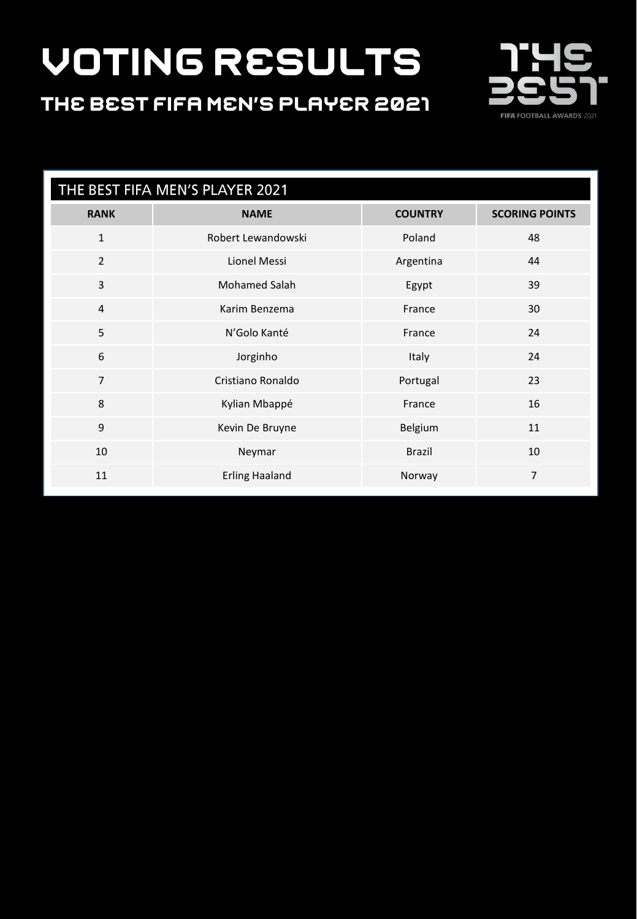# VOTING RESULTS

## THE BEST FIFA MEN'S PLAYER 2021

THE BEST FIFA FOOTBALL AWARDS 2021

| THE BEST FIFA MEN'S PLAYER 2021 | | | |
|---|---|---|---|
| **RANK** | **NAME** | **COUNTRY** | **SCORING POINTS** |
| 1 | Robert Lewandowski | Poland | 48 |
| 2 | Lionel Messi | Argentina | 44 |
| 3 | Mohamed Salah | Egypt | 39 |
| 4 | Karim Benzema | France | 30 |
| 5 | N'Golo Kanté | France | 24 |
| 6 | Jorginho | Italy | 24 |
| 7 | Cristiano Ronaldo | Portugal | 23 |
| 8 | Kylian Mbappé | France | 16 |
| 9 | Kevin De Bruyne | Belgium | 11 |
| 10 | Neymar | Brazil | 10 |
| 11 | Erling Haaland | Norway | 7 |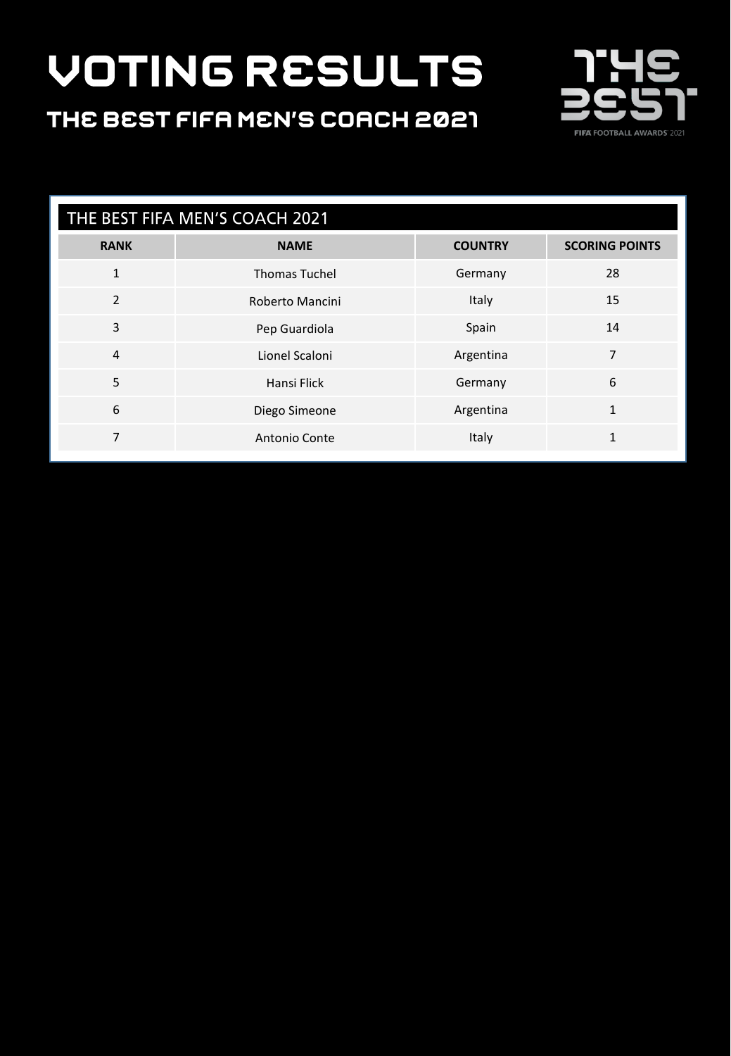# VOTING RESULTS

## THE BEST FIFA MEN'S COACH 2021

THE BEST FIFA FOOTBALL AWARDS 2021

| THE BEST FIFA MEN'S COACH 2021 | | | |
|---|---|---|---|
| **RANK** | **NAME** | **COUNTRY** | **SCORING POINTS** |
| 1 | Thomas Tuchel | Germany | 28 |
| 2 | Roberto Mancini | Italy | 15 |
| 3 | Pep Guardiola | Spain | 14 |
| 4 | Lionel Scaloni | Argentina | 7 |
| 5 | Hansi Flick | Germany | 6 |
| 6 | Diego Simeone | Argentina | 1 |
| 7 | Antonio Conte | Italy | 1 |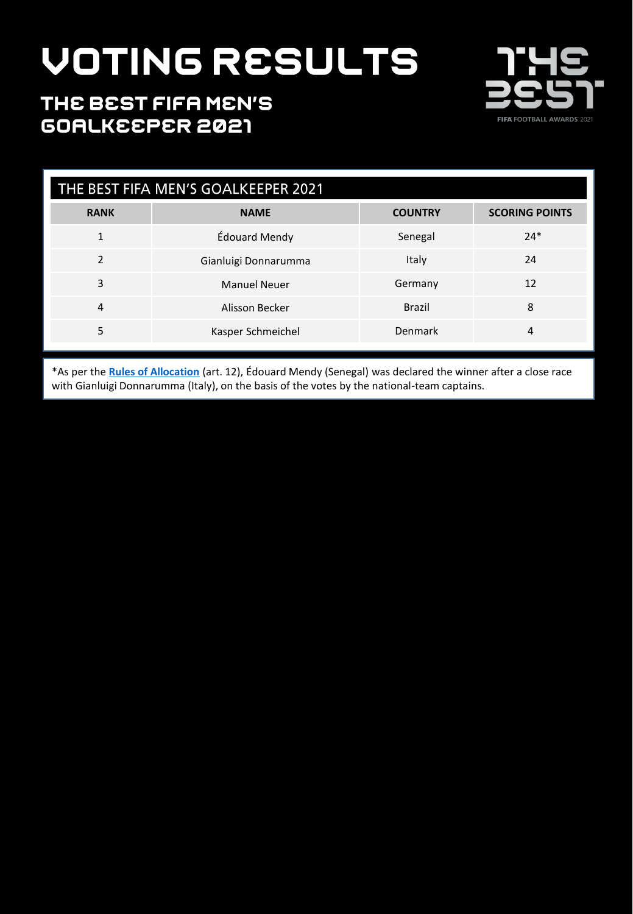# VOTING RESULTS

## THE BEST FIFA MEN'S GOALKEEPER 2021

THE BEST FIFA FOOTBALL AWARDS 2021

| THE BEST FIFA MEN'S GOALKEEPER 2021 | | | |
|---|---|---|---|
| **RANK** | **NAME** | **COUNTRY** | **SCORING POINTS** |
| 1 | Édouard Mendy | Senegal | 24* |
| 2 | Gianluigi Donnarumma | Italy | 24 |
| 3 | Manuel Neuer | Germany | 12 |
| 4 | Alisson Becker | Brazil | 8 |
| 5 | Kasper Schmeichel | Denmark | 4 |

*As per the **Rules of Allocation** (art. 12), Édouard Mendy (Senegal) was declared the winner after a close race with Gianluigi Donnarumma (Italy), on the basis of the votes by the national-team captains.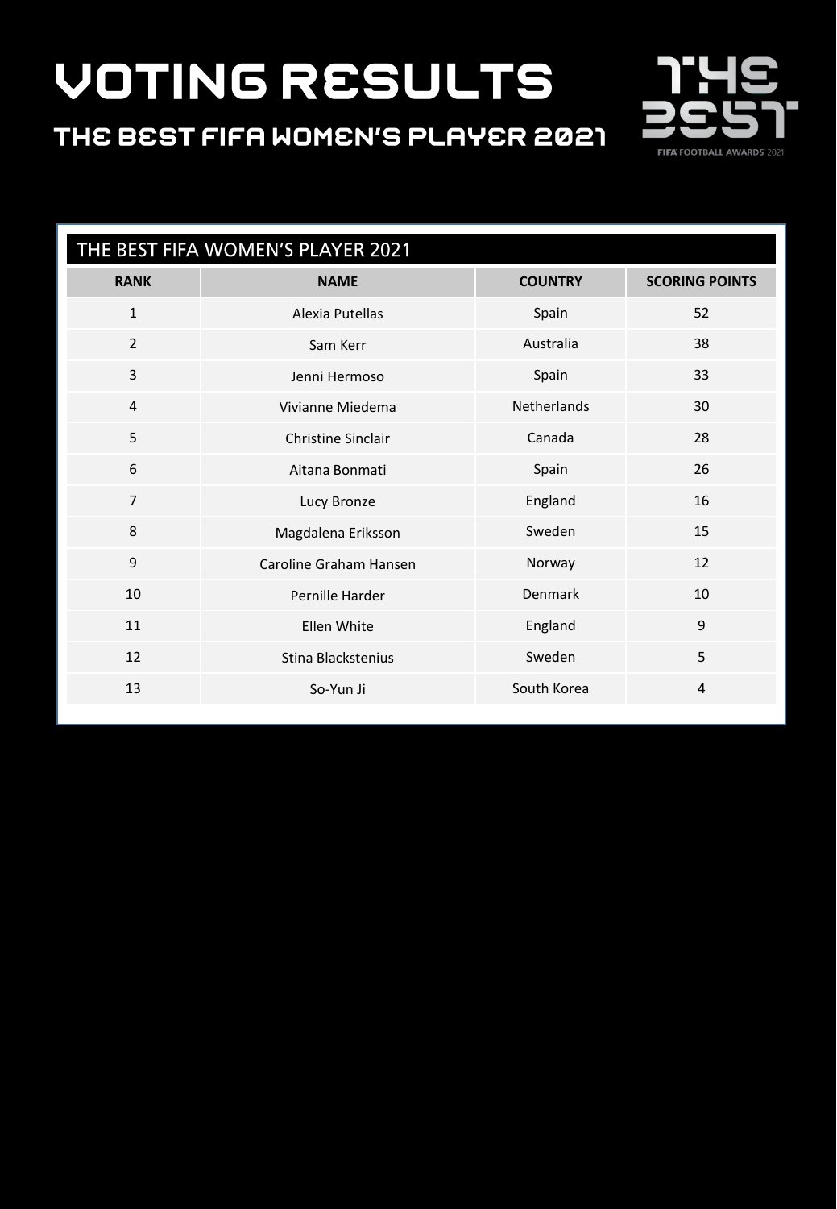# VOTING RESULTS

## THE BEST FIFA WOMEN'S PLAYER 2021

THE BEST
FIFA FOOTBALL AWARDS 2021

| THE BEST FIFA WOMEN'S PLAYER 2021 | | | |
|---|---|---|---|
| **RANK** | **NAME** | **COUNTRY** | **SCORING POINTS** |
| 1 | Alexia Putellas | Spain | 52 |
| 2 | Sam Kerr | Australia | 38 |
| 3 | Jenni Hermoso | Spain | 33 |
| 4 | Vivianne Miedema | Netherlands | 30 |
| 5 | Christine Sinclair | Canada | 28 |
| 6 | Aitana Bonmati | Spain | 26 |
| 7 | Lucy Bronze | England | 16 |
| 8 | Magdalena Eriksson | Sweden | 15 |
| 9 | Caroline Graham Hansen | Norway | 12 |
| 10 | Pernille Harder | Denmark | 10 |
| 11 | Ellen White | England | 9 |
| 12 | Stina Blackstenius | Sweden | 5 |
| 13 | So-Yun Ji | South Korea | 4 |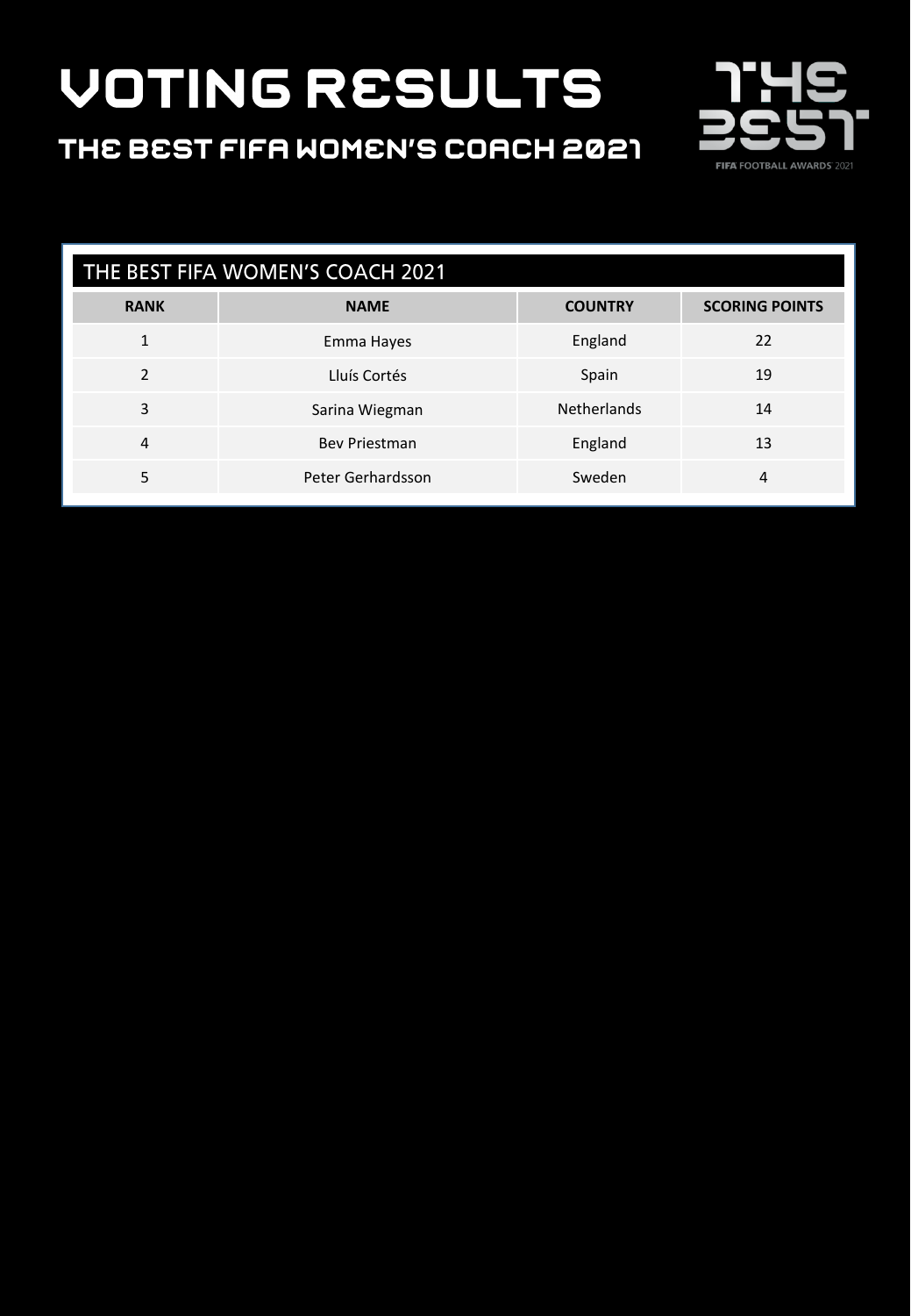# VOTING RESULTS

## THE BEST FIFA WOMEN'S COACH 2021

THE BEST FIFA FOOTBALL AWARDS 2021

| THE BEST FIFA WOMEN'S COACH 2021 | | | |
|---|---|---|---|
| **RANK** | **NAME** | **COUNTRY** | **SCORING POINTS** |
| 1 | Emma Hayes | England | 22 |
| 2 | Lluís Cortés | Spain | 19 |
| 3 | Sarina Wiegman | Netherlands | 14 |
| 4 | Bev Priestman | England | 13 |
| 5 | Peter Gerhardsson | Sweden | 4 |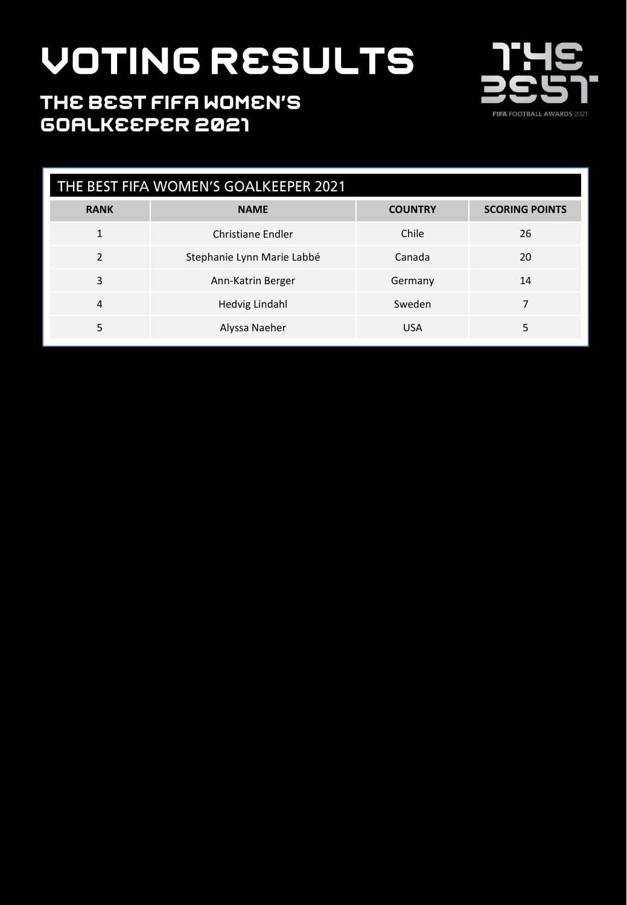# VOTING RESULTS

## THE BEST FIFA WOMEN'S GOALKEEPER 2021

THE BEST FIFA FOOTBALL AWARDS 2021

| THE BEST FIFA WOMEN'S GOALKEEPER 2021 | | | |
|---|---|---|---|
| **RANK** | **NAME** | **COUNTRY** | **SCORING POINTS** |
| 1 | Christiane Endler | Chile | 26 |
| 2 | Stephanie Lynn Marie Labbé | Canada | 20 |
| 3 | Ann-Katrin Berger | Germany | 14 |
| 4 | Hedvig Lindahl | Sweden | 7 |
| 5 | Alyssa Naeher | USA | 5 |